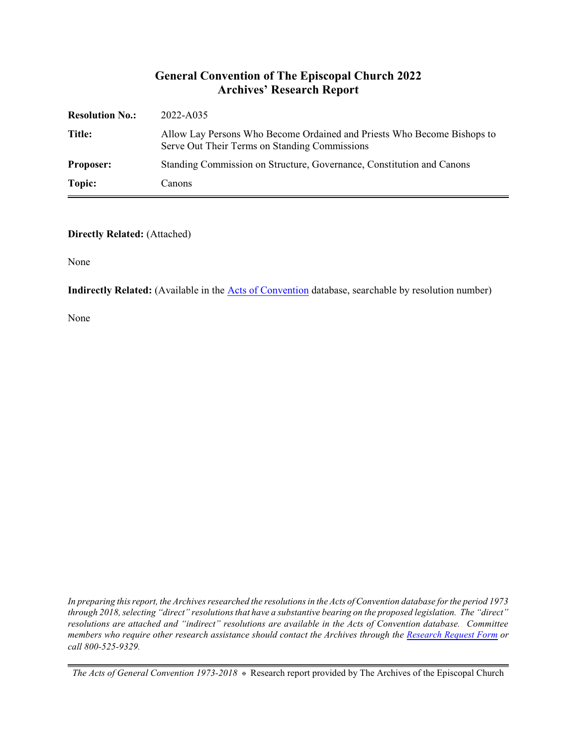# General Convention of The Episcopal Church 2022
## Archives' Research Report

| | |
|---|---|
| **Resolution No.:** | 2022-A035 |
| **Title:** | Allow Lay Persons Who Become Ordained and Priests Who Become Bishops to Serve Out Their Terms on Standing Commissions |
| **Proposer:** | Standing Commission on Structure, Governance, Constitution and Canons |
| **Topic:** | Canons |

**Directly Related:** (Attached)

None

**Indirectly Related:** (Available in the Acts of Convention database, searchable by resolution number)

None

*In preparing this report, the Archives researched the resolutions in the Acts of Convention database for the period 1973 through 2018, selecting "direct" resolutions that have a substantive bearing on the proposed legislation. The "direct" resolutions are attached and "indirect" resolutions are available in the Acts of Convention database. Committee members who require other research assistance should contact the Archives through the Research Request Form or call 800-525-9329.*

*The Acts of General Convention 1973-2018* ⊕ Research report provided by The Archives of the Episcopal Church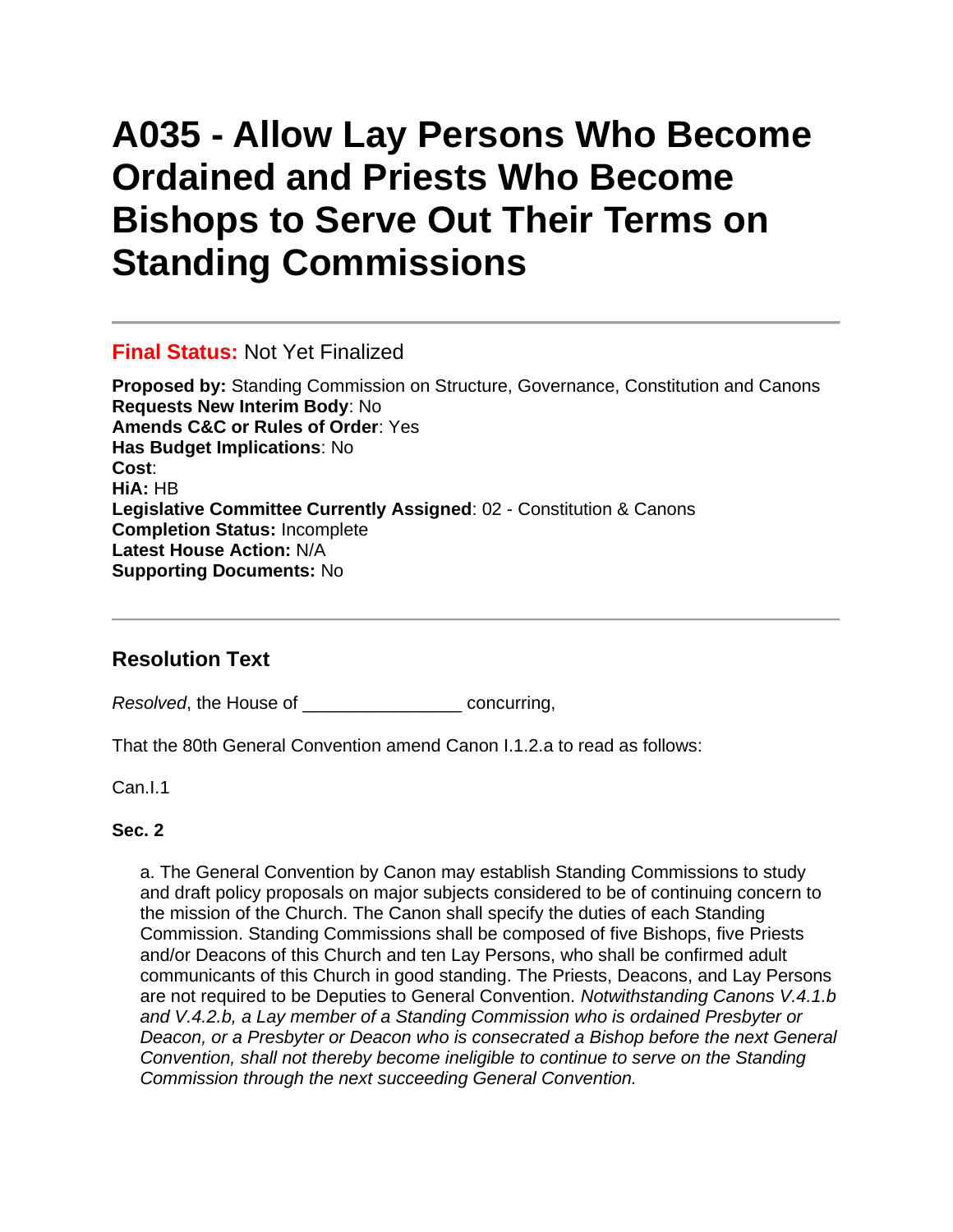# A035 - Allow Lay Persons Who Become Ordained and Priests Who Become Bishops to Serve Out Their Terms on Standing Commissions

---

**Final Status:** Not Yet Finalized

**Proposed by:** Standing Commission on Structure, Governance, Constitution and Canons
**Requests New Interim Body**: No
**Amends C&C or Rules of Order**: Yes
**Has Budget Implications**: No
**Cost**:
**HiA:** HB
**Legislative Committee Currently Assigned**: 02 - Constitution & Canons
**Completion Status:** Incomplete
**Latest House Action:** N/A
**Supporting Documents:** No

---

## Resolution Text

*Resolved*, the House of _______________ concurring,

That the 80th General Convention amend Canon I.1.2.a to read as follows:

Can.I.1

**Sec. 2**

> a. The General Convention by Canon may establish Standing Commissions to study and draft policy proposals on major subjects considered to be of continuing concern to the mission of the Church. The Canon shall specify the duties of each Standing Commission. Standing Commissions shall be composed of five Bishops, five Priests and/or Deacons of this Church and ten Lay Persons, who shall be confirmed adult communicants of this Church in good standing. The Priests, Deacons, and Lay Persons are not required to be Deputies to General Convention. *Notwithstanding Canons V.4.1.b and V.4.2.b, a Lay member of a Standing Commission who is ordained Presbyter or Deacon, or a Presbyter or Deacon who is consecrated a Bishop before the next General Convention, shall not thereby become ineligible to continue to serve on the Standing Commission through the next succeeding General Convention.*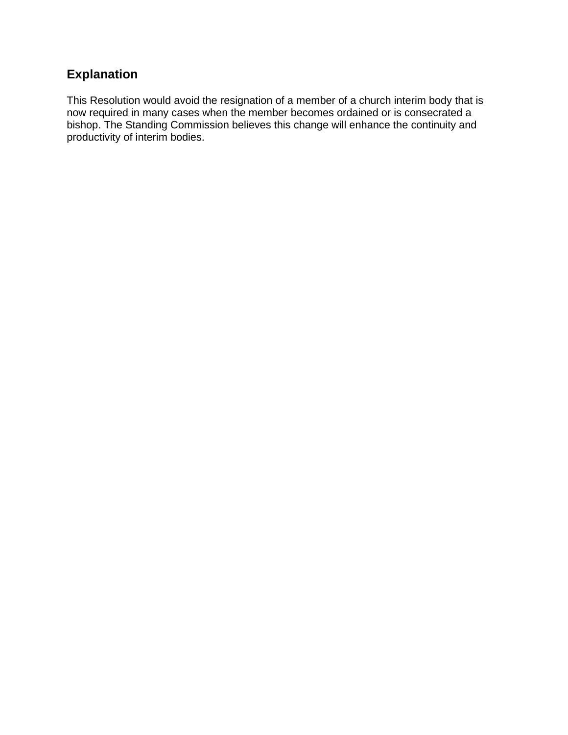## Explanation

This Resolution would avoid the resignation of a member of a church interim body that is now required in many cases when the member becomes ordained or is consecrated a bishop. The Standing Commission believes this change will enhance the continuity and productivity of interim bodies.